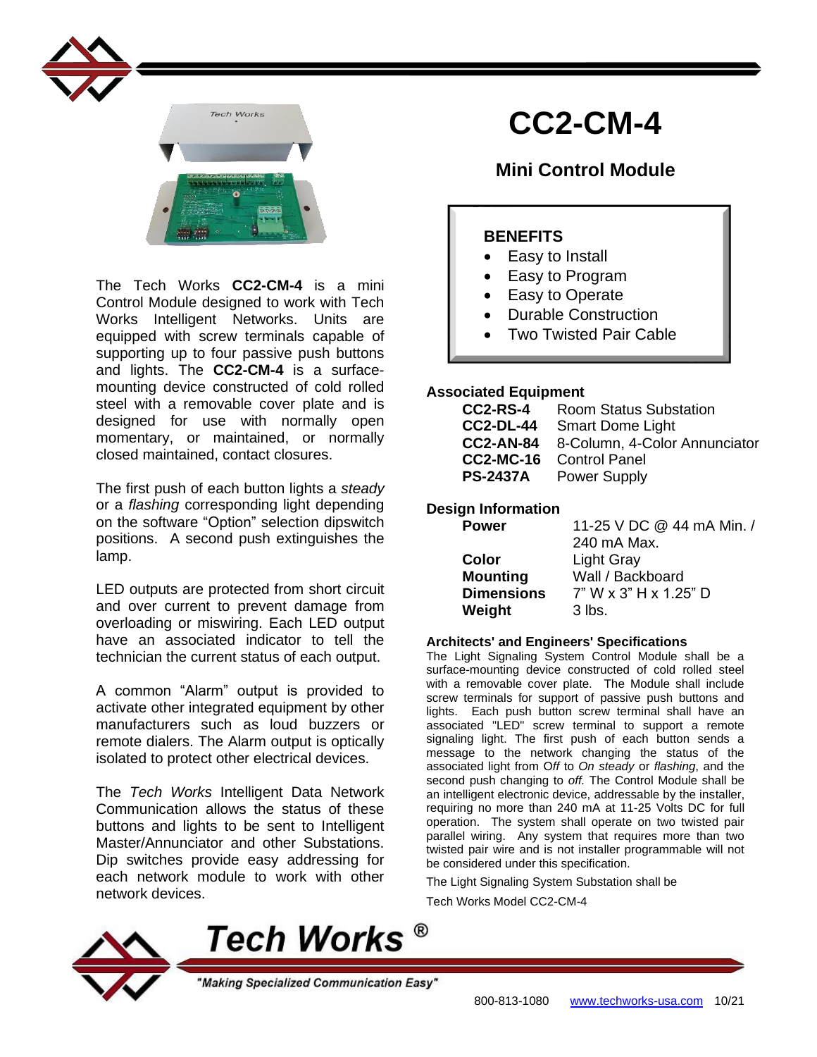# CC2-CM-4

## Mini Control Module

The Tech Works **CC2-CM-4** is a mini Control Module designed to work with Tech Works Intelligent Networks. Units are equipped with screw terminals capable of supporting up to four passive push buttons and lights. The **CC2-CM-4** is a surface-mounting device constructed of cold rolled steel with a removable cover plate and is designed for use with normally open momentary, or maintained, or normally closed maintained, contact closures.

The first push of each button lights a *steady* or a *flashing* corresponding light depending on the software “Option” selection dipswitch positions. A second push extinguishes the lamp.

LED outputs are protected from short circuit and over current to prevent damage from overloading or miswiring. Each LED output have an associated indicator to tell the technician the current status of each output.

A common “Alarm” output is provided to activate other integrated equipment by other manufacturers such as loud buzzers or remote dialers. The Alarm output is optically isolated to protect other electrical devices.

The *Tech Works* Intelligent Data Network Communication allows the status of these buttons and lights to be sent to Intelligent Master/Annunciator and other Substations. Dip switches provide easy addressing for each network module to work with other network devices.

### BENEFITS

- Easy to Install
- Easy to Program
- Easy to Operate
- Durable Construction
- Two Twisted Pair Cable

### Associated Equipment

| | |
|---|---|
| **CC2-RS-4** | Room Status Substation |
| **CC2-DL-44** | Smart Dome Light |
| **CC2-AN-84** | 8-Column, 4-Color Annunciator |
| **CC2-MC-16** | Control Panel |
| **PS-2437A** | Power Supply |

### Design Information

| | |
|---|---|
| **Power** | 11-25 V DC @ 44 mA Min. / 240 mA Max. |
| **Color** | Light Gray |
| **Mounting** | Wall / Backboard |
| **Dimensions** | 7” W x 3” H x 1.25” D |
| **Weight** | 3 lbs. |

### Architects' and Engineers' Specifications

The Light Signaling System Control Module shall be a surface-mounting device constructed of cold rolled steel with a removable cover plate. The Module shall include screw terminals for support of passive push buttons and lights. Each push button screw terminal shall have an associated "LED" screw terminal to support a remote signaling light. The first push of each button sends a message to the network changing the status of the associated light from O*ff* to *On steady* or *flashing*, and the second push changing to *off.* The Control Module shall be an intelligent electronic device, addressable by the installer, requiring no more than 240 mA at 11-25 Volts DC for full operation. The system shall operate on two twisted pair parallel wiring. Any system that requires more than two twisted pair wire and is not installer programmable will not be considered under this specification.

The Light Signaling System Substation shall be

Tech Works Model CC2-CM-4

**Tech Works ®**

*"Making Specialized Communication Easy"*

800-813-1080 www.techworks-usa.com 10/21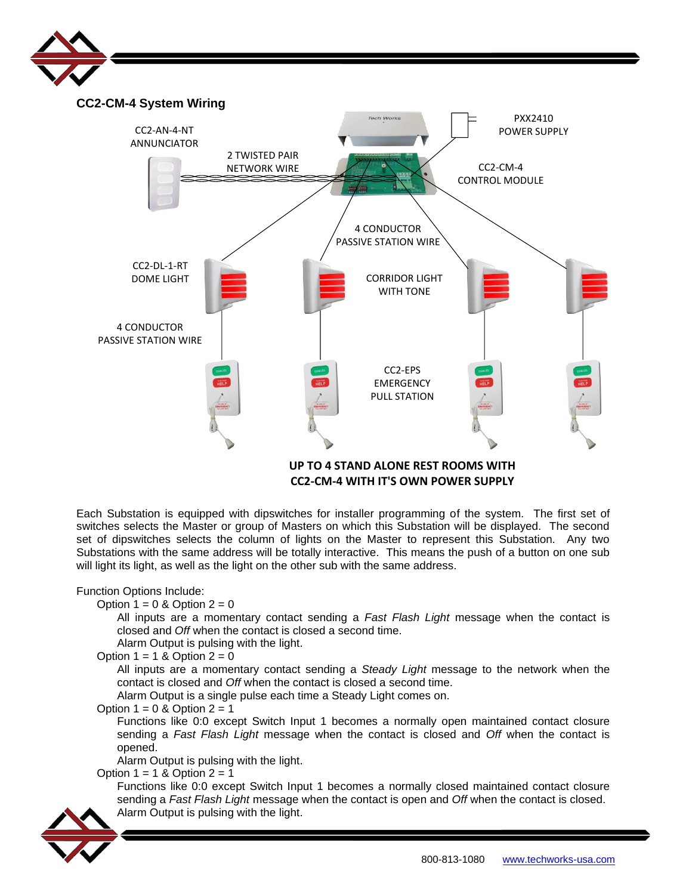## CC2-CM-4 System Wiring

CC2-AN-4-NT
ANNUNCIATOR

2 TWISTED PAIR
NETWORK WIRE

PXX2410
POWER SUPPLY

CC2-CM-4
CONTROL MODULE

4 CONDUCTOR
PASSIVE STATION WIRE

CC2-DL-1-RT
DOME LIGHT

CORRIDOR LIGHT
WITH TONE

4 CONDUCTOR
PASSIVE STATION WIRE

CC2-EPS
EMERGENCY
PULL STATION

**UP TO 4 STAND ALONE REST ROOMS WITH CC2-CM-4 WITH IT'S OWN POWER SUPPLY**

Each Substation is equipped with dipswitches for installer programming of the system. The first set of switches selects the Master or group of Masters on which this Substation will be displayed. The second set of dipswitches selects the column of lights on the Master to represent this Substation. Any two Substations with the same address will be totally interactive. This means the push of a button on one sub will light its light, as well as the light on the other sub with the same address.

Function Options Include:

Option 1 = 0 & Option 2 = 0

All inputs are a momentary contact sending a *Fast Flash Light* message when the contact is closed and *Off* when the contact is closed a second time.
Alarm Output is pulsing with the light.

Option 1 = 1 & Option 2 = 0

All inputs are a momentary contact sending a *Steady Light* message to the network when the contact is closed and *Off* when the contact is closed a second time.
Alarm Output is a single pulse each time a Steady Light comes on.

Option 1 = 0 & Option 2 = 1

Functions like 0:0 except Switch Input 1 becomes a normally open maintained contact closure sending a *Fast Flash Light* message when the contact is closed and *Off* when the contact is opened.
Alarm Output is pulsing with the light.

Option 1 = 1 & Option 2 = 1

Functions like 0:0 except Switch Input 1 becomes a normally closed maintained contact closure sending a *Fast Flash Light* message when the contact is open and *Off* when the contact is closed.
Alarm Output is pulsing with the light.